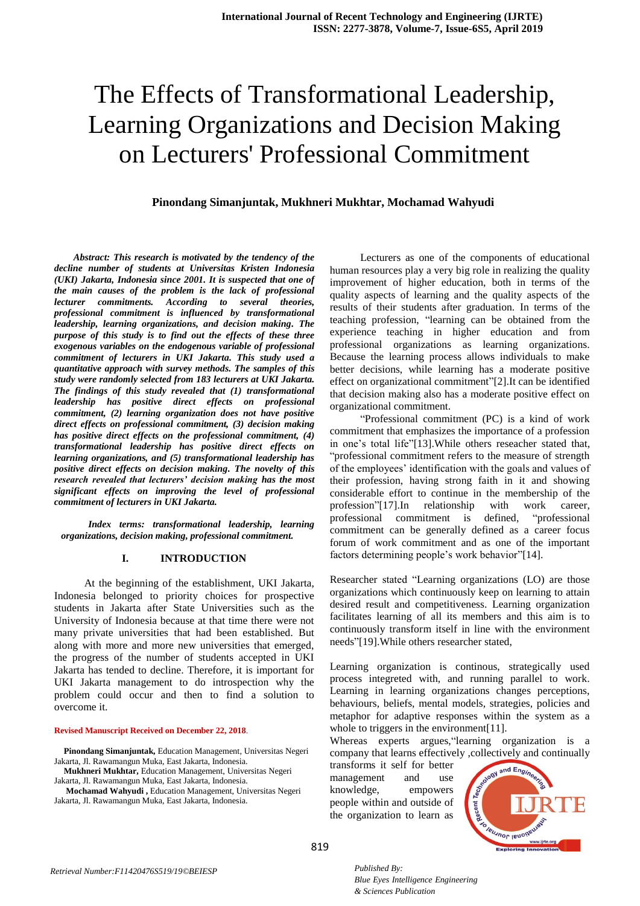# The Effects of Transformational Leadership, Learning Organizations and Decision Making on Lecturers' Professional Commitment

**Pinondang Simanjuntak, Mukhneri Mukhtar, Mochamad Wahyudi**

***Abstract: This research is motivated by the tendency of the decline number of students at Universitas Kristen Indonesia (UKI) Jakarta, Indonesia since 2001. It is suspected that one of the main causes of the problem is the lack of professional lecturer commitments. According to several theories, professional commitment is influenced by transformational leadership, learning organizations, and decision making. The purpose of this study is to find out the effects of these three exogenous variables on the endogenous variable of professional commitment of lecturers in UKI Jakarta. This study used a quantitative approach with survey methods. The samples of this study were randomly selected from 183 lecturers at UKI Jakarta. The findings of this study revealed that (1) transformational leadership has positive direct effects on professional commitment, (2) learning organization does not have positive direct effects on professional commitment, (3) decision making has positive direct effects on the professional commitment, (4) transformational leadership has positive direct effects on learning organizations, and (5) transformational leadership has positive direct effects on decision making. The novelty of this research revealed that lecturers' decision making has the most significant effects on improving the level of professional commitment of lecturers in UKI Jakarta.***

***Index terms: transformational leadership, learning organizations, decision making, professional commitment.***

## I. INTRODUCTION

At the beginning of the establishment, UKI Jakarta, Indonesia belonged to priority choices for prospective students in Jakarta after State Universities such as the University of Indonesia because at that time there were not many private universities that had been established. But along with more and more new universities that emerged, the progress of the number of students accepted in UKI Jakarta has tended to decline. Therefore, it is important for UKI Jakarta management to do introspection why the problem could occur and then to find a solution to overcome it.

**Revised Manuscript Received on December 22, 2018.**

**Pinondang Simanjuntak,** Education Management, Universitas Negeri Jakarta, Jl. Rawamangun Muka, East Jakarta, Indonesia.

**Mukhneri Mukhtar,** Education Management, Universitas Negeri Jakarta, Jl. Rawamangun Muka, East Jakarta, Indonesia.

**Mochamad Wahyudi ,** Education Management, Universitas Negeri Jakarta, Jl. Rawamangun Muka, East Jakarta, Indonesia.

Lecturers as one of the components of educational human resources play a very big role in realizing the quality improvement of higher education, both in terms of the quality aspects of learning and the quality aspects of the results of their students after graduation. In terms of the teaching profession, "learning can be obtained from the experience teaching in higher education and from professional organizations as learning organizations. Because the learning process allows individuals to make better decisions, while learning has a moderate positive effect on organizational commitment"[2].It can be identified that decision making also has a moderate positive effect on organizational commitment.

"Professional commitment (PC) is a kind of work commitment that emphasizes the importance of a profession in one's total life"[13].While others reseacher stated that, "professional commitment refers to the measure of strength of the employees' identification with the goals and values of their profession, having strong faith in it and showing considerable effort to continue in the membership of the profession"[17].In relationship with work career, professional commitment is defined, "professional commitment can be generally defined as a career focus forum of work commitment and as one of the important factors determining people's work behavior"[14].

Researcher stated "Learning organizations (LO) are those organizations which continuously keep on learning to attain desired result and competitiveness. Learning organization facilitates learning of all its members and this aim is to continuously transform itself in line with the environment needs"[19].While others researcher stated,

Learning organization is continous, strategically used process integreted with, and running parallel to work. Learning in learning organizations changes perceptions, behaviours, beliefs, mental models, strategies, policies and metaphor for adaptive responses within the system as a whole to triggers in the environment[11].

Whereas experts argues,"learning organization is a company that learns effectively ,collectively and continually transforms it self for better management and use knowledge, empowers people within and outside of the organization to learn as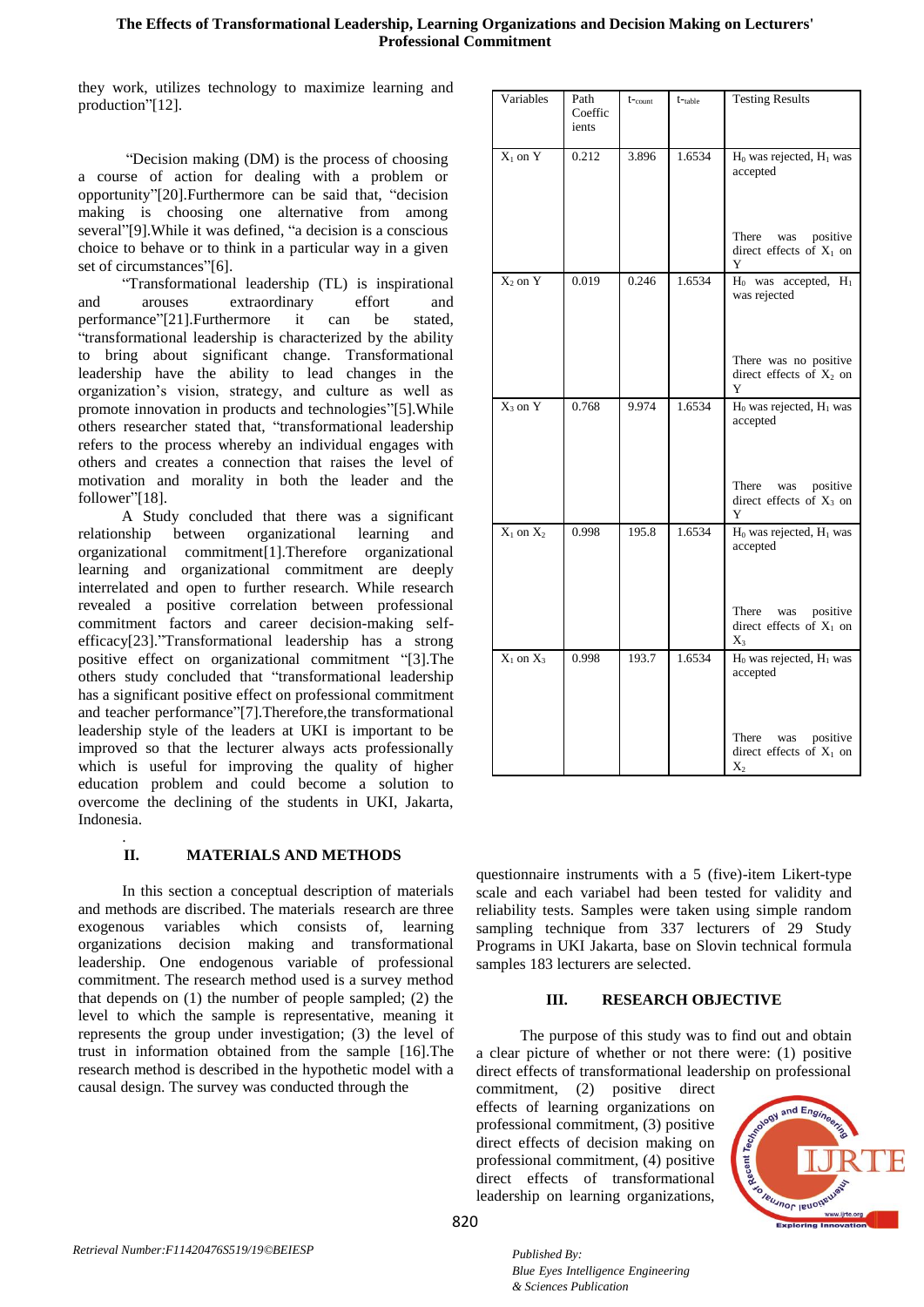they work, utilizes technology to maximize learning and production"[12].

"Decision making (DM) is the process of choosing a course of action for dealing with a problem or opportunity"[20].Furthermore can be said that, "decision making is choosing one alternative from among several"[9].While it was defined, "a decision is a conscious choice to behave or to think in a particular way in a given set of circumstances"[6].

"Transformational leadership (TL) is inspirational and arouses extraordinary effort and performance"[21].Furthermore it can be stated, "transformational leadership is characterized by the ability to bring about significant change. Transformational leadership have the ability to lead changes in the organization's vision, strategy, and culture as well as promote innovation in products and technologies"[5].While others researcher stated that, "transformational leadership refers to the process whereby an individual engages with others and creates a connection that raises the level of motivation and morality in both the leader and the follower"[18].

A Study concluded that there was a significant relationship between organizational learning and organizational commitment[1].Therefore organizational learning and organizational commitment are deeply interrelated and open to further research. While research revealed a positive correlation between professional commitment factors and career decision-making self-efficacy[23]."Transformational leadership has a strong positive effect on organizational commitment "[3].The others study concluded that "transformational leadership has a significant positive effect on professional commitment and teacher performance"[7].Therefore,the transformational leadership style of the leaders at UKI is important to be improved so that the lecturer always acts professionally which is useful for improving the quality of higher education problem and could become a solution to overcome the declining of the students in UKI, Jakarta, Indonesia.

| Variables | Path Coefficients | $t_{count}$ | $t_{table}$ | Testing Results |
|---|---|---|---|---|
| $X_1$ on Y | 0.212 | 3.896 | 1.6534 | $H_0$ was rejected, $H_1$ was accepted. There was positive direct effects of $X_1$ on Y |
| $X_2$ on Y | 0.019 | 0.246 | 1.6534 | $H_0$ was accepted, $H_1$ was rejected. There was no positive direct effects of $X_2$ on Y |
| $X_3$ on Y | 0.768 | 9.974 | 1.6534 | $H_0$ was rejected, $H_1$ was accepted. There was positive direct effects of $X_3$ on Y |
| $X_1$ on $X_2$ | 0.998 | 195.8 | 1.6534 | $H_0$ was rejected, $H_1$ was accepted. There was positive direct effects of $X_1$ on $X_3$ |
| $X_1$ on $X_3$ | 0.998 | 193.7 | 1.6534 | $H_0$ was rejected, $H_1$ was accepted. There was positive direct effects of $X_1$ on $X_2$ |

## II. MATERIALS AND METHODS

In this section a conceptual description of materials and methods are discribed. The materials research are three exogenous variables which consists of, learning organizations decision making and transformational leadership. One endogenous variable of professional commitment. The research method used is a survey method that depends on (1) the number of people sampled; (2) the level to which the sample is representative, meaning it represents the group under investigation; (3) the level of trust in information obtained from the sample [16].The research method is described in the hypothetic model with a causal design. The survey was conducted through the questionnaire instruments with a 5 (five)-item Likert-type scale and each variabel had been tested for validity and reliability tests. Samples were taken using simple random sampling technique from 337 lecturers of 29 Study Programs in UKI Jakarta, base on Slovin technical formula samples 183 lecturers are selected.

## III. RESEARCH OBJECTIVE

The purpose of this study was to find out and obtain a clear picture of whether or not there were: (1) positive direct effects of transformational leadership on professional commitment, (2) positive direct effects of learning organizations on professional commitment, (3) positive direct effects of decision making on professional commitment, (4) positive direct effects of transformational leadership on learning organizations,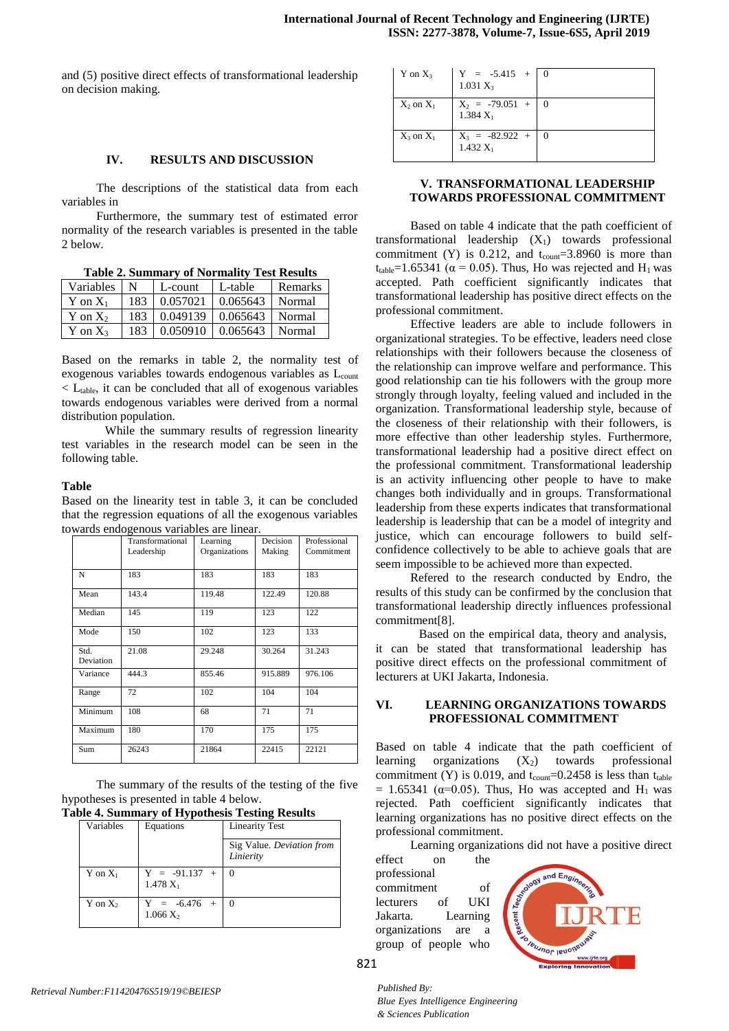and (5) positive direct effects of transformational leadership on decision making.

## IV. RESULTS AND DISCUSSION

The descriptions of the statistical data from each variables in

Furthermore, the summary test of estimated error normality of the research variables is presented in the table 2 below.

**Table 2. Summary of Normality Test Results**

| Variables | N | L-count | L-table | Remarks |
|---|---|---|---|---|
| Y on $X_1$ | 183 | 0.057021 | 0.065643 | Normal |
| Y on $X_2$ | 183 | 0.049139 | 0.065643 | Normal |
| Y on $X_3$ | 183 | 0.050910 | 0.065643 | Normal |

Based on the remarks in table 2, the normality test of exogenous variables towards endogenous variables as $L_{count} < L_{table}$, it can be concluded that all of exogenous variables towards endogenous variables were derived from a normal distribution population.

While the summary results of regression linearity test variables in the research model can be seen in the following table.

**Table**

Based on the linearity test in table 3, it can be concluded that the regression equations of all the exogenous variables towards endogenous variables are linear.

| | Transformational Leadership | Learning Organizations | Decision Making | Professional Commitment |
|---|---|---|---|---|
| N | 183 | 183 | 183 | 183 |
| Mean | 143.4 | 119.48 | 122.49 | 120.88 |
| Median | 145 | 119 | 123 | 122 |
| Mode | 150 | 102 | 123 | 133 |
| Std. Deviation | 21.08 | 29.248 | 30.264 | 31.243 |
| Variance | 444.3 | 855.46 | 915.889 | 976.106 |
| Range | 72 | 102 | 104 | 104 |
| Minimum | 108 | 68 | 71 | 71 |
| Maximum | 180 | 170 | 175 | 175 |
| Sum | 26243 | 21864 | 22415 | 22121 |

The summary of the results of the testing of the five hypotheses is presented in table 4 below.

**Table 4. Summary of Hypothesis Testing Results**

| Variables | Equations | Linearity Test |
|---|---|---|
| | | Sig Value. *Deviation from Linierity* |
| Y on $X_1$ | $Y = -91.137 + 1.478 X_1$ | 0 |
| Y on $X_2$ | $Y = -6.476 + 1.066 X_2$ | 0 |
| Y on $X_3$ | $Y = -5.415 + 1.031 X_3$ | 0 |
| $X_2$ on $X_1$ | $X_2 = -79.051 + 1.384 X_1$ | 0 |
| $X_3$ on $X_1$ | $X_3 = -82.922 + 1.432 X_1$ | 0 |

## V. TRANSFORMATIONAL LEADERSHIP TOWARDS PROFESSIONAL COMMITMENT

Based on table 4 indicate that the path coefficient of transformational leadership ($X_1$) towards professional commitment (Y) is 0.212, and $t_{count}$=3.8960 is more than $t_{table}$=1.65341 ($\alpha = 0.05$). Thus, Ho was rejected and $H_1$ was accepted. Path coefficient significantly indicates that transformational leadership has positive direct effects on the professional commitment.

Effective leaders are able to include followers in organizational strategies. To be effective, leaders need close relationships with their followers because the closeness of the relationship can improve welfare and performance. This good relationship can tie his followers with the group more strongly through loyalty, feeling valued and included in the organization. Transformational leadership style, because of the closeness of their relationship with their followers, is more effective than other leadership styles. Furthermore, transformational leadership had a positive direct effect on the professional commitment. Transformational leadership is an activity influencing other people to have to make changes both individually and in groups. Transformational leadership from these experts indicates that transformational leadership is leadership that can be a model of integrity and justice, which can encourage followers to build self-confidence collectively to be able to achieve goals that are seem impossible to be achieved more than expected.

Refered to the research conducted by Endro, the results of this study can be confirmed by the conclusion that transformational leadership directly influences professional commitment[8].

Based on the empirical data, theory and analysis, it can be stated that transformational leadership has positive direct effects on the professional commitment of lecturers at UKI Jakarta, Indonesia.

## VI. LEARNING ORGANIZATIONS TOWARDS PROFESSIONAL COMMITMENT

Based on table 4 indicate that the path coefficient of learning organizations ($X_2$) towards professional commitment (Y) is 0.019, and $t_{count}$=0.2458 is less than $t_{table}$ = 1.65341 ($\alpha$=0.05). Thus, Ho was accepted and $H_1$ was rejected. Path coefficient significantly indicates that learning organizations has no positive direct effects on the professional commitment.

Learning organizations did not have a positive direct effect on the professional commitment of lecturers of UKI Jakarta. Learning organizations are a group of people who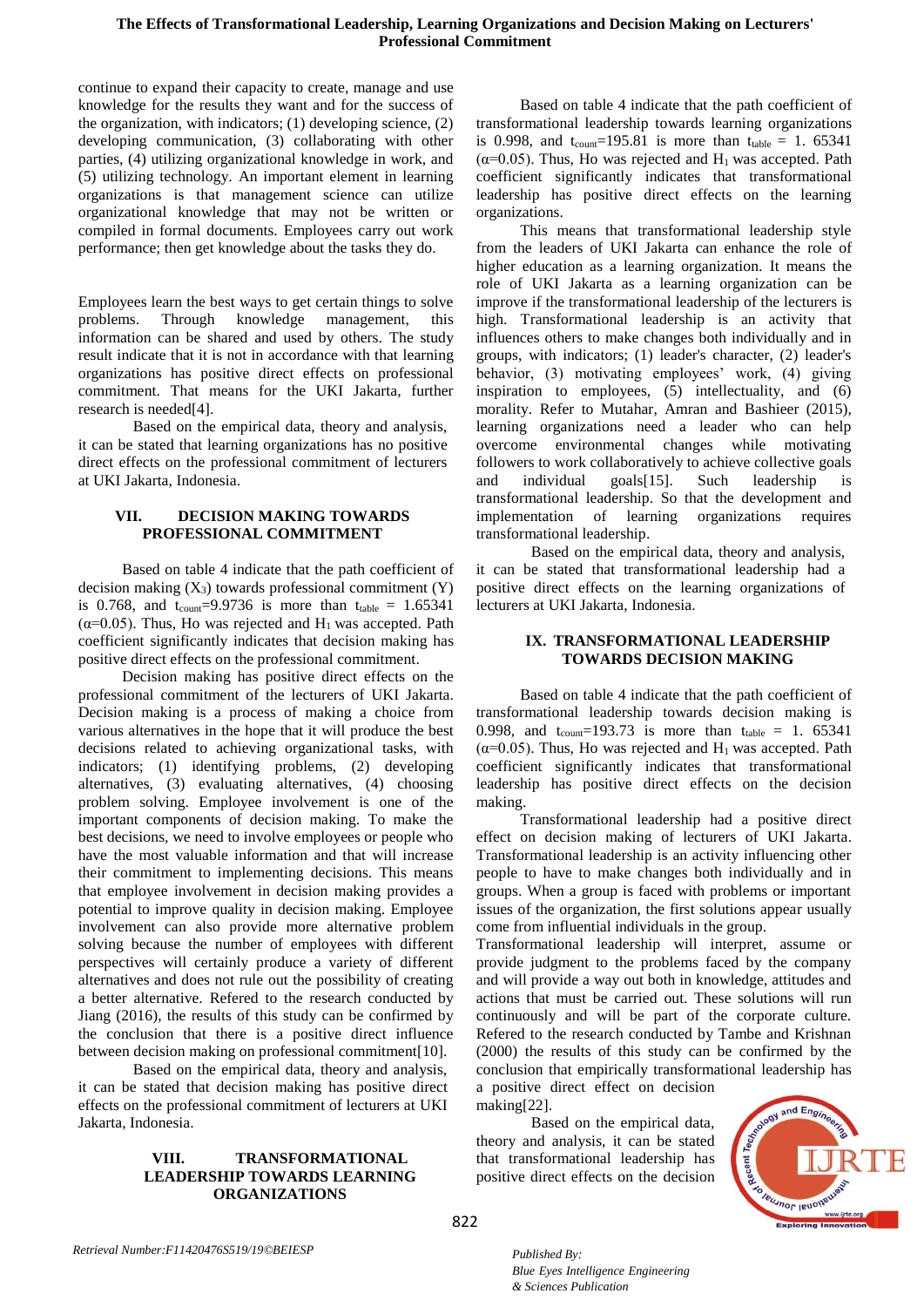continue to expand their capacity to create, manage and use knowledge for the results they want and for the success of the organization, with indicators; (1) developing science, (2) developing communication, (3) collaborating with other parties, (4) utilizing organizational knowledge in work, and (5) utilizing technology. An important element in learning organizations is that management science can utilize organizational knowledge that may not be written or compiled in formal documents. Employees carry out work performance; then get knowledge about the tasks they do.

Employees learn the best ways to get certain things to solve problems. Through knowledge management, this information can be shared and used by others. The study result indicate that it is not in accordance with that learning organizations has positive direct effects on professional commitment. That means for the UKI Jakarta, further research is needed[4].

Based on the empirical data, theory and analysis, it can be stated that learning organizations has no positive direct effects on the professional commitment of lecturers at UKI Jakarta, Indonesia.

## VII. DECISION MAKING TOWARDS PROFESSIONAL COMMITMENT

Based on table 4 indicate that the path coefficient of decision making ($X_3$) towards professional commitment (Y) is 0.768, and $t_{count}$=9.9736 is more than $t_{table}$ = 1.65341 ($\alpha$=0.05). Thus, Ho was rejected and $H_1$ was accepted. Path coefficient significantly indicates that decision making has positive direct effects on the professional commitment.

Decision making has positive direct effects on the professional commitment of the lecturers of UKI Jakarta. Decision making is a process of making a choice from various alternatives in the hope that it will produce the best decisions related to achieving organizational tasks, with indicators; (1) identifying problems, (2) developing alternatives, (3) evaluating alternatives, (4) choosing problem solving. Employee involvement is one of the important components of decision making. To make the best decisions, we need to involve employees or people who have the most valuable information and that will increase their commitment to implementing decisions. This means that employee involvement in decision making provides a potential to improve quality in decision making. Employee involvement can also provide more alternative problem solving because the number of employees with different perspectives will certainly produce a variety of different alternatives and does not rule out the possibility of creating a better alternative. Refered to the research conducted by Jiang (2016), the results of this study can be confirmed by the conclusion that there is a positive direct influence between decision making on professional commitment[10].

Based on the empirical data, theory and analysis, it can be stated that decision making has positive direct effects on the professional commitment of lecturers at UKI Jakarta, Indonesia.

## VIII. TRANSFORMATIONAL LEADERSHIP TOWARDS LEARNING ORGANIZATIONS

Based on table 4 indicate that the path coefficient of transformational leadership towards learning organizations is 0.998, and $t_{count}$=195.81 is more than $t_{table}$ = 1. 65341 ($\alpha$=0.05). Thus, Ho was rejected and $H_1$ was accepted. Path coefficient significantly indicates that transformational leadership has positive direct effects on the learning organizations.

This means that transformational leadership style from the leaders of UKI Jakarta can enhance the role of higher education as a learning organization. It means the role of UKI Jakarta as a learning organization can be improve if the transformational leadership of the lecturers is high. Transformational leadership is an activity that influences others to make changes both individually and in groups, with indicators; (1) leader's character, (2) leader's behavior, (3) motivating employees' work, (4) giving inspiration to employees, (5) intellectuality, and (6) morality. Refer to Mutahar, Amran and Bashieer (2015), learning organizations need a leader who can help overcome environmental changes while motivating followers to work collaboratively to achieve collective goals and individual goals[15]. Such leadership is transformational leadership. So that the development and implementation of learning organizations requires transformational leadership.

Based on the empirical data, theory and analysis, it can be stated that transformational leadership had a positive direct effects on the learning organizations of lecturers at UKI Jakarta, Indonesia.

## IX. TRANSFORMATIONAL LEADERSHIP TOWARDS DECISION MAKING

Based on table 4 indicate that the path coefficient of transformational leadership towards decision making is 0.998, and $t_{count}$=193.73 is more than $t_{table}$ = 1. 65341 ($\alpha$=0.05). Thus, Ho was rejected and $H_1$ was accepted. Path coefficient significantly indicates that transformational leadership has positive direct effects on the decision making.

Transformational leadership had a positive direct effect on decision making of lecturers of UKI Jakarta. Transformational leadership is an activity influencing other people to have to make changes both individually and in groups. When a group is faced with problems or important issues of the organization, the first solutions appear usually come from influential individuals in the group.

Transformational leadership will interpret, assume or provide judgment to the problems faced by the company and will provide a way out both in knowledge, attitudes and actions that must be carried out. These solutions will run continuously and will be part of the corporate culture. Refered to the research conducted by Tambe and Krishnan (2000) the results of this study can be confirmed by the conclusion that empirically transformational leadership has a positive direct effect on decision making[22].

Based on the empirical data, theory and analysis, it can be stated that transformational leadership has positive direct effects on the decision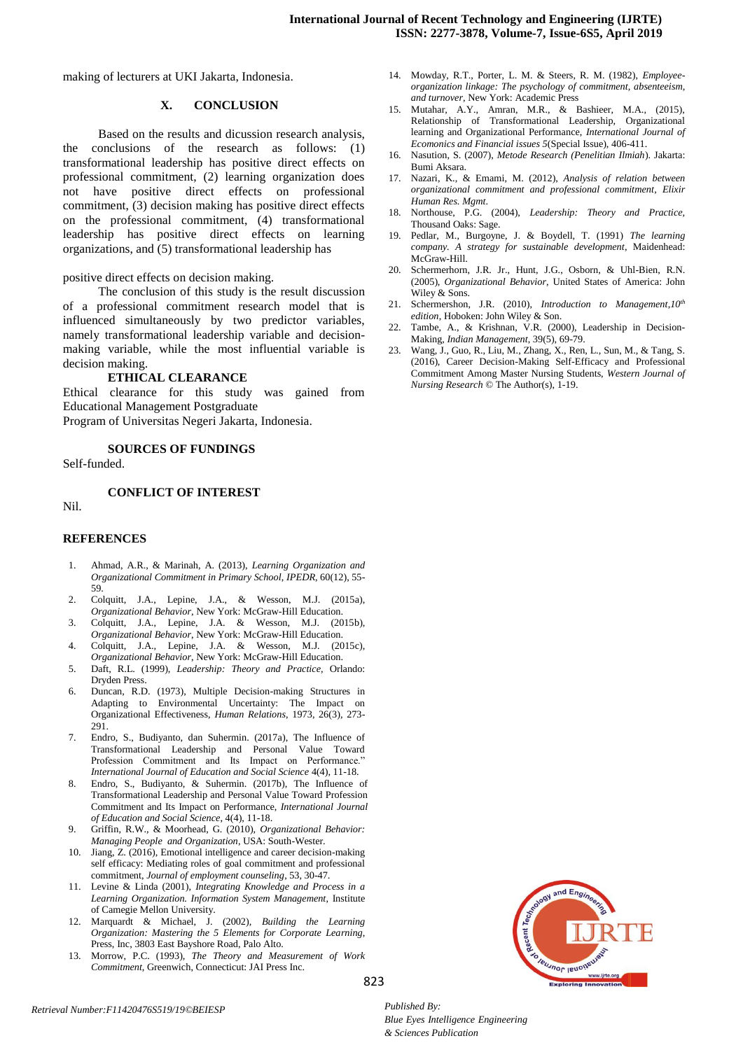making of lecturers at UKI Jakarta, Indonesia.

## X. CONCLUSION

Based on the results and dicussion research analysis, the conclusions of the research as follows: (1) transformational leadership has positive direct effects on professional commitment, (2) learning organization does not have positive direct effects on professional commitment, (3) decision making has positive direct effects on the professional commitment, (4) transformational leadership has positive direct effects on learning organizations, and (5) transformational leadership has positive direct effects on decision making.

The conclusion of this study is the result discussion of a professional commitment research model that is influenced simultaneously by two predictor variables, namely transformational leadership variable and decision-making variable, while the most influential variable is decision making.

### ETHICAL CLEARANCE

Ethical clearance for this study was gained from Educational Management Postgraduate Program of Universitas Negeri Jakarta, Indonesia.

### SOURCES OF FUNDINGS

Self-funded.

### CONFLICT OF INTEREST

Nil.

## REFERENCES

1. Ahmad, A.R., & Marinah, A. (2013), *Learning Organization and Organizational Commitment in Primary School, IPEDR*, 60(12), 55-59.
2. Colquitt, J.A., Lepine, J.A., & Wesson, M.J. (2015a), *Organizational Behavior*, New York: McGraw-Hill Education.
3. Colquitt, J.A., Lepine, J.A. & Wesson, M.J. (2015b), *Organizational Behavior*, New York: McGraw-Hill Education.
4. Colquitt, J.A., Lepine, J.A. & Wesson, M.J. (2015c), *Organizational Behavior*, New York: McGraw-Hill Education.
5. Daft, R.L. (1999), *Leadership: Theory and Practice*, Orlando: Dryden Press.
6. Duncan, R.D. (1973), Multiple Decision-making Structures in Adapting to Environmental Uncertainty: The Impact on Organizational Effectiveness, *Human Relations*, 1973, 26(3), 273-291.
7. Endro, S., Budiyanto, dan Suhermin. (2017a), The Influence of Transformational Leadership and Personal Value Toward Profession Commitment and Its Impact on Performance." *International Journal of Education and Social Science* 4(4), 11-18.
8. Endro, S., Budiyanto, & Suhermin. (2017b), The Influence of Transformational Leadership and Personal Value Toward Profession Commitment and Its Impact on Performance, *International Journal of Education and Social Science*, 4(4), 11-18.
9. Griffin, R.W., & Moorhead, G. (2010), *Organizational Behavior: Managing People and Organization*, USA: South-Wester.
10. Jiang, Z. (2016), Emotional intelligence and career decision-making self efficacy: Mediating roles of goal commitment and professional commitment, *Journal of employment counseling*, 53, 30-47.
11. Levine & Linda (2001), *Integrating Knowledge and Process in a Learning Organization. Information System Management*, Institute of Camegie Mellon University.
12. Marquardt & Michael, J. (2002), *Building the Learning Organization: Mastering the 5 Elements for Corporate Learning*, Press, Inc, 3803 East Bayshore Road, Palo Alto.
13. Morrow, P.C. (1993), *The Theory and Measurement of Work Commitment*, Greenwich, Connecticut: JAI Press Inc.
14. Mowday, R.T., Porter, L. M. & Steers, R. M. (1982), *Employee-organization linkage: The psychology of commitment, absenteeism, and turnover*, New York: Academic Press
15. Mutahar, A.Y., Amran, M.R., & Bashieer, M.A., (2015), Relationship of Transformational Leadership, Organizational learning and Organizational Performance, *International Journal of Ecomonics and Financial issues 5*(Special Issue), 406-411.
16. Nasution, S. (2007), *Metode Research (Penelitian Ilmiah*). Jakarta: Bumi Aksara.
17. Nazari, K., & Emami, M. (2012), *Analysis of relation between organizational commitment and professional commitment*, *Elixir Human Res. Mgmt*.
18. Northouse, P.G. (2004), *Leadership: Theory and Practice*, Thousand Oaks: Sage.
19. Pedlar, M., Burgoyne, J. & Boydell, T. (1991) *The learning company. A strategy for sustainable development*, Maidenhead: McGraw-Hill.
20. Schermerhorn, J.R. Jr., Hunt, J.G., Osborn, & Uhl-Bien, R.N. (2005), *Organizational Behavior*, United States of America: John Wiley & Sons.
21. Schermershon, J.R. (2010), *Introduction to Management,10th edition*, Hoboken: John Wiley & Son.
22. Tambe, A., & Krishnan, V.R. (2000), Leadership in Decision-Making, *Indian Management*, 39(5), 69-79.
23. Wang, J., Guo, R., Liu, M., Zhang, X., Ren, L., Sun, M., & Tang, S. (2016), Career Decision-Making Self-Efficacy and Professional Commitment Among Master Nursing Students, *Western Journal of Nursing Research* © The Author(s), 1-19.